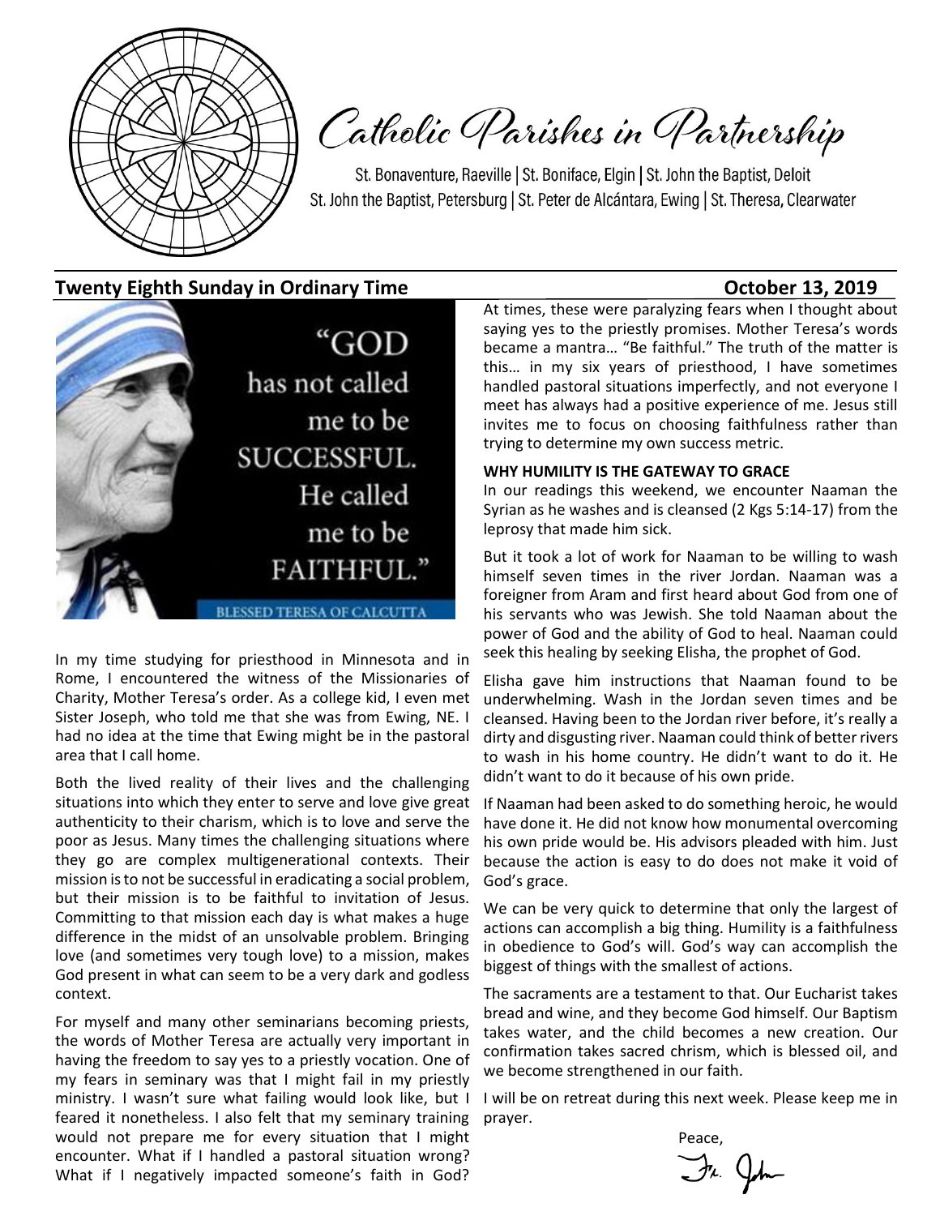# Catholic Parishes in Partnership

St. Bonaventure, Raeville | St. Boniface, Elgin | St. John the Baptist, Deloit
St. John the Baptist, Petersburg | St. Peter de Alcántara, Ewing | St. Theresa, Clearwater

**Twenty Eighth Sunday in Ordinary Time** **October 13, 2019**

"GOD has not called me to be SUCCESSFUL. He called me to be FAITHFUL."

BLESSED TERESA OF CALCUTTA

In my time studying for priesthood in Minnesota and in Rome, I encountered the witness of the Missionaries of Charity, Mother Teresa's order. As a college kid, I even met Sister Joseph, who told me that she was from Ewing, NE. I had no idea at the time that Ewing might be in the pastoral area that I call home.

Both the lived reality of their lives and the challenging situations into which they enter to serve and love give great authenticity to their charism, which is to love and serve the poor as Jesus. Many times the challenging situations where they go are complex multigenerational contexts. Their mission is to not be successful in eradicating a social problem, but their mission is to be faithful to invitation of Jesus. Committing to that mission each day is what makes a huge difference in the midst of an unsolvable problem. Bringing love (and sometimes very tough love) to a mission, makes God present in what can seem to be a very dark and godless context.

For myself and many other seminarians becoming priests, the words of Mother Teresa are actually very important in having the freedom to say yes to a priestly vocation. One of my fears in seminary was that I might fail in my priestly ministry. I wasn't sure what failing would look like, but I feared it nonetheless. I also felt that my seminary training would not prepare me for every situation that I might encounter. What if I handled a pastoral situation wrong? What if I negatively impacted someone's faith in God? At times, these were paralyzing fears when I thought about saying yes to the priestly promises. Mother Teresa's words became a mantra… "Be faithful." The truth of the matter is this… in my six years of priesthood, I have sometimes handled pastoral situations imperfectly, and not everyone I meet has always had a positive experience of me. Jesus still invites me to focus on choosing faithfulness rather than trying to determine my own success metric.

**WHY HUMILITY IS THE GATEWAY TO GRACE**

In our readings this weekend, we encounter Naaman the Syrian as he washes and is cleansed (2 Kgs 5:14-17) from the leprosy that made him sick.

But it took a lot of work for Naaman to be willing to wash himself seven times in the river Jordan. Naaman was a foreigner from Aram and first heard about God from one of his servants who was Jewish. She told Naaman about the power of God and the ability of God to heal. Naaman could seek this healing by seeking Elisha, the prophet of God.

Elisha gave him instructions that Naaman found to be underwhelming. Wash in the Jordan seven times and be cleansed. Having been to the Jordan river before, it's really a dirty and disgusting river. Naaman could think of better rivers to wash in his home country. He didn't want to do it. He didn't want to do it because of his own pride.

If Naaman had been asked to do something heroic, he would have done it. He did not know how monumental overcoming his own pride would be. His advisors pleaded with him. Just because the action is easy to do does not make it void of God's grace.

We can be very quick to determine that only the largest of actions can accomplish a big thing. Humility is a faithfulness in obedience to God's will. God's way can accomplish the biggest of things with the smallest of actions.

The sacraments are a testament to that. Our Eucharist takes bread and wine, and they become God himself. Our Baptism takes water, and the child becomes a new creation. Our confirmation takes sacred chrism, which is blessed oil, and we become strengthened in our faith.

I will be on retreat during this next week. Please keep me in prayer.

Peace,

Fr. John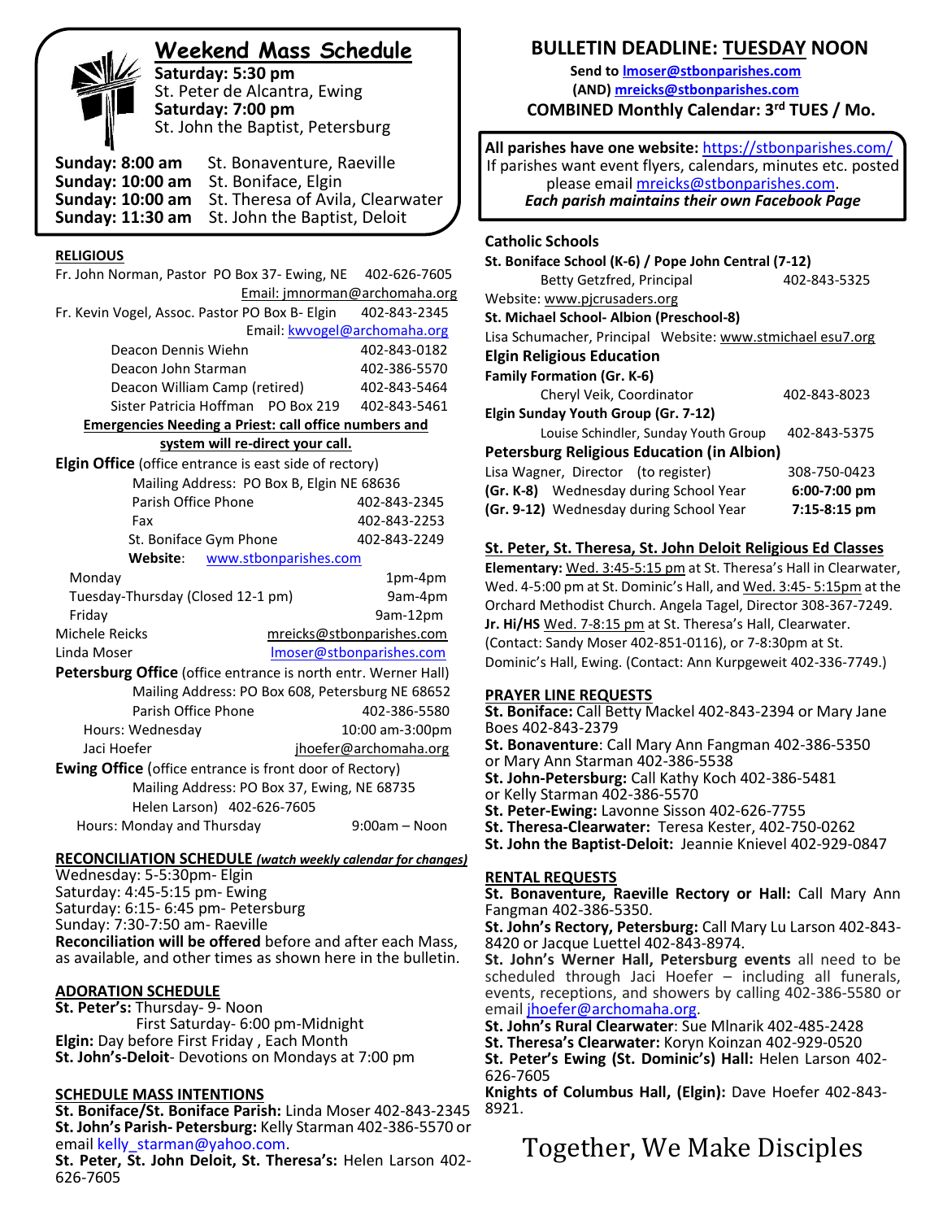## Weekend Mass Schedule

**Saturday: 5:30 pm**
St. Peter de Alcantra, Ewing
**Saturday: 7:00 pm**
St. John the Baptist, Petersburg

**Sunday: 8:00 am** St. Bonaventure, Raeville
**Sunday: 10:00 am** St. Boniface, Elgin
**Sunday: 10:00 am** St. Theresa of Avila, Clearwater
**Sunday: 11:30 am** St. John the Baptist, Deloit

### RELIGIOUS

Fr. John Norman, Pastor PO Box 37- Ewing, NE 402-626-7605
Email: jmnorman@archomaha.org
Fr. Kevin Vogel, Assoc. Pastor PO Box B- Elgin 402-843-2345
Email: kwvogel@archomaha.org

| | |
|---|---|
| Deacon Dennis Wiehn | 402-843-0182 |
| Deacon John Starman | 402-386-5570 |
| Deacon William Camp (retired) | 402-843-5464 |
| Sister Patricia Hoffman PO Box 219 | 402-843-5461 |

**Emergencies Needing a Priest: call office numbers and system will re-direct your call.**

**Elgin Office** (office entrance is east side of rectory)
Mailing Address: PO Box B, Elgin NE 68636

| | |
|---|---|
| Parish Office Phone | 402-843-2345 |
| Fax | 402-843-2253 |
| St. Boniface Gym Phone | 402-843-2249 |

**Website**: www.stbonparishes.com

| | |
|---|---|
| Monday | 1pm-4pm |
| Tuesday-Thursday (Closed 12-1 pm) | 9am-4pm |
| Friday | 9am-12pm |
| Michele Reicks | mreicks@stbonparishes.com |
| Linda Moser | lmoser@stbonparishes.com |

**Petersburg Office** (office entrance is north entr. Werner Hall)
Mailing Address: PO Box 608, Petersburg NE 68652

| | |
|---|---|
| Parish Office Phone | 402-386-5580 |
| Hours: Wednesday | 10:00 am-3:00pm |
| Jaci Hoefer | jhoefer@archomaha.org |

**Ewing Office** (office entrance is front door of Rectory)
Mailing Address: PO Box 37, Ewing, NE 68735
Helen Larson) 402-626-7605
Hours: Monday and Thursday 9:00am – Noon

### RECONCILIATION SCHEDULE *(watch weekly calendar for changes)*

Wednesday: 5-5:30pm- Elgin
Saturday: 4:45-5:15 pm- Ewing
Saturday: 6:15- 6:45 pm- Petersburg
Sunday: 7:30-7:50 am- Raeville
**Reconciliation will be offered** before and after each Mass, as available, and other times as shown here in the bulletin.

### ADORATION SCHEDULE

**St. Peter's:** Thursday- 9- Noon
First Saturday- 6:00 pm-Midnight
**Elgin:** Day before First Friday , Each Month
**St. John's-Deloit**- Devotions on Mondays at 7:00 pm

### SCHEDULE MASS INTENTIONS

**St. Boniface/St. Boniface Parish:** Linda Moser 402-843-2345
**St. John's Parish- Petersburg:** Kelly Starman 402-386-5570 or email kelly_starman@yahoo.com.
**St. Peter, St. John Deloit, St. Theresa's:** Helen Larson 402-626-7605

## BULLETIN DEADLINE: TUESDAY NOON

**Send to lmoser@stbonparishes.com**
**(AND) mreicks@stbonparishes.com**
**COMBINED Monthly Calendar: 3rd TUES / Mo.**

**All parishes have one website:** https://stbonparishes.com/
If parishes want event flyers, calendars, minutes etc. posted please email mreicks@stbonparishes.com.
***Each parish maintains their own Facebook Page***

### Catholic Schools

**St. Boniface School (K-6) / Pope John Central (7-12)**
Betty Getzfred, Principal 402-843-5325
Website: www.pjcrusaders.org
**St. Michael School- Albion (Preschool-8)**
Lisa Schumacher, Principal Website: www.stmichael esu7.org
**Elgin Religious Education**
**Family Formation (Gr. K-6)**
Cheryl Veik, Coordinator 402-843-8023
**Elgin Sunday Youth Group (Gr. 7-12)**
Louise Schindler, Sunday Youth Group 402-843-5375
**Petersburg Religious Education (in Albion)**
Lisa Wagner, Director (to register) 308-750-0423
**(Gr. K-8)** Wednesday during School Year **6:00-7:00 pm**
**(Gr. 9-12)** Wednesday during School Year **7:15-8:15 pm**

### St. Peter, St. Theresa, St. John Deloit Religious Ed Classes

**Elementary:** Wed. 3:45-5:15 pm at St. Theresa's Hall in Clearwater, Wed. 4-5:00 pm at St. Dominic's Hall, and Wed. 3:45- 5:15pm at the Orchard Methodist Church. Angela Tagel, Director 308-367-7249. **Jr. Hi/HS** Wed. 7-8:15 pm at St. Theresa's Hall, Clearwater. (Contact: Sandy Moser 402-851-0116), or 7-8:30pm at St. Dominic's Hall, Ewing. (Contact: Ann Kurpgeweit 402-336-7749.)

### PRAYER LINE REQUESTS

**St. Boniface:** Call Betty Mackel 402-843-2394 or Mary Jane Boes 402-843-2379
**St. Bonaventure**: Call Mary Ann Fangman 402-386-5350 or Mary Ann Starman 402-386-5538
**St. John-Petersburg:** Call Kathy Koch 402-386-5481 or Kelly Starman 402-386-5570
**St. Peter-Ewing:** Lavonne Sisson 402-626-7755
**St. Theresa-Clearwater:** Teresa Kester, 402-750-0262
**St. John the Baptist-Deloit:** Jeannie Knievel 402-929-0847

### RENTAL REQUESTS

**St. Bonaventure, Raeville Rectory or Hall:** Call Mary Ann Fangman 402-386-5350.
**St. John's Rectory, Petersburg:** Call Mary Lu Larson 402-843-8420 or Jacque Luettel 402-843-8974.
**St. John's Werner Hall, Petersburg events** all need to be scheduled through Jaci Hoefer – including all funerals, events, receptions, and showers by calling 402-386-5580 or email jhoefer@archomaha.org.
**St. John's Rural Clearwater**: Sue Mlnarik 402-485-2428
**St. Theresa's Clearwater:** Koryn Koinzan 402-929-0520
**St. Peter's Ewing (St. Dominic's) Hall:** Helen Larson 402-626-7605
**Knights of Columbus Hall, (Elgin):** Dave Hoefer 402-843-8921.

## Together, We Make Disciples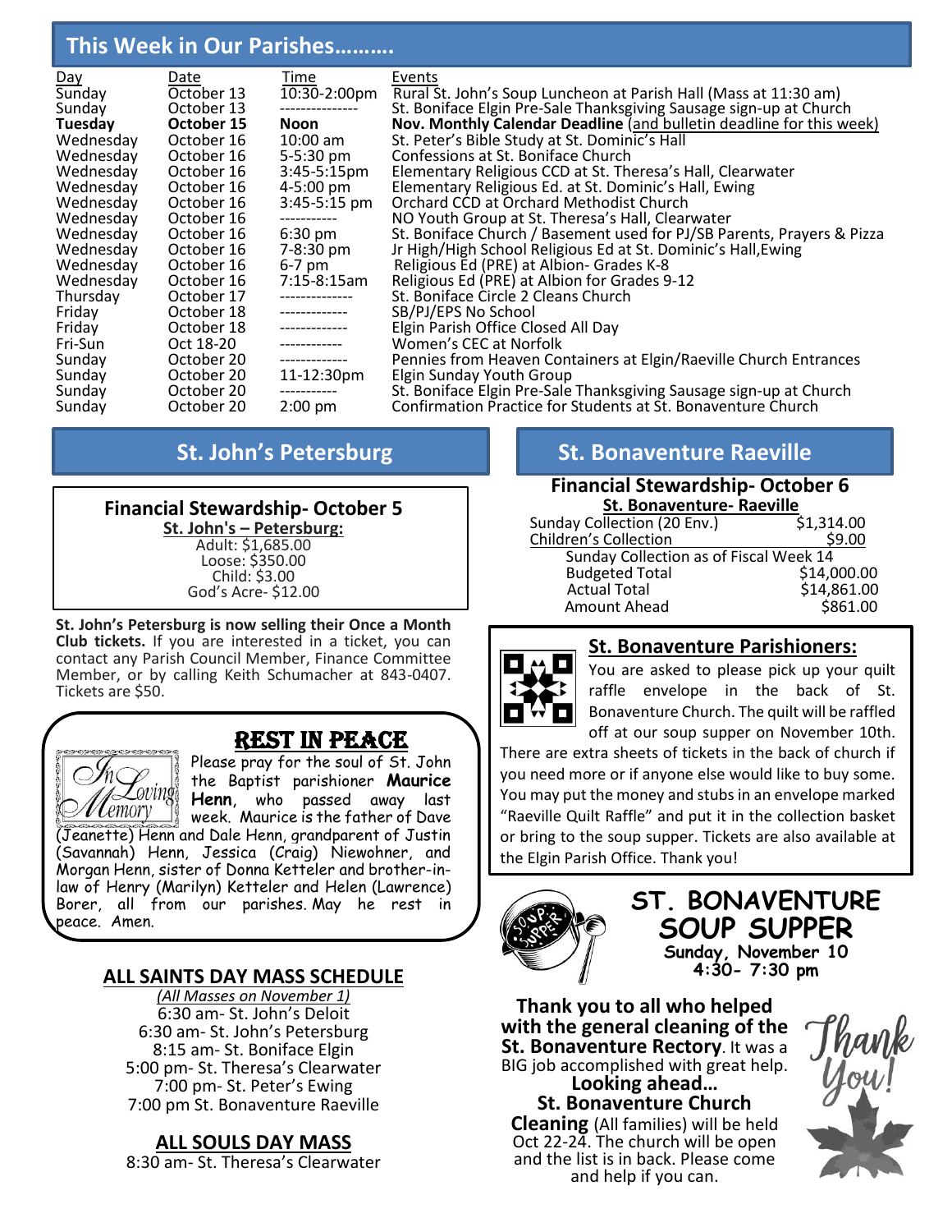## This Week in Our Parishes……….

| Day | Date | Time | Events |
|---|---|---|---|
| Sunday | October 13 | 10:30-2:00pm | Rural St. John's Soup Luncheon at Parish Hall (Mass at 11:30 am) |
| Sunday | October 13 | --------------- | St. Boniface Elgin Pre-Sale Thanksgiving Sausage sign-up at Church |
| **Tuesday** | **October 15** | **Noon** | **Nov. Monthly Calendar Deadline** (and bulletin deadline for this week) |
| Wednesday | October 16 | 10:00 am | St. Peter's Bible Study at St. Dominic's Hall |
| Wednesday | October 16 | 5-5:30 pm | Confessions at St. Boniface Church |
| Wednesday | October 16 | 3:45-5:15pm | Elementary Religious CCD at St. Theresa's Hall, Clearwater |
| Wednesday | October 16 | 4-5:00 pm | Elementary Religious Ed. at St. Dominic's Hall, Ewing |
| Wednesday | October 16 | 3:45-5:15 pm | Orchard CCD at Orchard Methodist Church |
| Wednesday | October 16 | ----------- | NO Youth Group at St. Theresa's Hall, Clearwater |
| Wednesday | October 16 | 6:30 pm | St. Boniface Church / Basement used for PJ/SB Parents, Prayers & Pizza |
| Wednesday | October 16 | 7-8:30 pm | Jr High/High School Religious Ed at St. Dominic's Hall,Ewing |
| Wednesday | October 16 | 6-7 pm | Religious Ed (PRE) at Albion- Grades K-8 |
| Wednesday | October 16 | 7:15-8:15am | Religious Ed (PRE) at Albion for Grades 9-12 |
| Thursday | October 17 | -------------- | St. Boniface Circle 2 Cleans Church |
| Friday | October 18 | ------------- | SB/PJ/EPS No School |
| Friday | October 18 | ------------- | Elgin Parish Office Closed All Day |
| Fri-Sun | Oct 18-20 | ------------ | Women's CEC at Norfolk |
| Sunday | October 20 | ------------- | Pennies from Heaven Containers at Elgin/Raeville Church Entrances |
| Sunday | October 20 | 11-12:30pm | Elgin Sunday Youth Group |
| Sunday | October 20 | ----------- | St. Boniface Elgin Pre-Sale Thanksgiving Sausage sign-up at Church |
| Sunday | October 20 | 2:00 pm | Confirmation Practice for Students at St. Bonaventure Church |

## St. John's Petersburg

**Financial Stewardship- October 5**

**St. John's – Petersburg:**

Adult: $1,685.00
Loose: $350.00
Child: $3.00
God's Acre- $12.00

**St. John's Petersburg is now selling their Once a Month Club tickets.** If you are interested in a ticket, you can contact any Parish Council Member, Finance Committee Member, or by calling Keith Schumacher at 843-0407. Tickets are $50.

### REST IN PEACE

Please pray for the soul of St. John the Baptist parishioner **Maurice Henn**, who passed away last week. Maurice is the father of Dave (Jeanette) Henn and Dale Henn, grandparent of Justin (Savannah) Henn, Jessica (Craig) Niewohner, and Morgan Henn, sister of Donna Ketteler and brother-in-law of Henry (Marilyn) Ketteler and Helen (Lawrence) Borer, all from our parishes. May he rest in peace. Amen.

### ALL SAINTS DAY MASS SCHEDULE

*(All Masses on November 1)*

6:30 am- St. John's Deloit
6:30 am- St. John's Petersburg
8:15 am- St. Boniface Elgin
5:00 pm- St. Theresa's Clearwater
7:00 pm- St. Peter's Ewing
7:00 pm St. Bonaventure Raeville

### ALL SOULS DAY MASS

8:30 am- St. Theresa's Clearwater

## St. Bonaventure Raeville

**Financial Stewardship- October 6**

**St. Bonaventure- Raeville**

| | |
|---|---|
| Sunday Collection (20 Env.) | $1,314.00 |
| Children's Collection | $9.00 |
| Sunday Collection as of Fiscal Week 14 | |
| Budgeted Total | $14,000.00 |
| Actual Total | $14,861.00 |
| Amount Ahead | $861.00 |

### St. Bonaventure Parishioners:

You are asked to please pick up your quilt raffle envelope in the back of St. Bonaventure Church. The quilt will be raffled off at our soup supper on November 10th. There are extra sheets of tickets in the back of church if you need more or if anyone else would like to buy some. You may put the money and stubs in an envelope marked "Raeville Quilt Raffle" and put it in the collection basket or bring to the soup supper. Tickets are also available at the Elgin Parish Office. Thank you!

### ST. BONAVENTURE SOUP SUPPER

**Sunday, November 10**
**4:30- 7:30 pm**

**Thank you to all who helped with the general cleaning of the St. Bonaventure Rectory**. It was a BIG job accomplished with great help.

**Looking ahead…**
**St. Bonaventure Church Cleaning** (All families) will be held Oct 22-24. The church will be open and the list is in back. Please come and help if you can.

Thank You!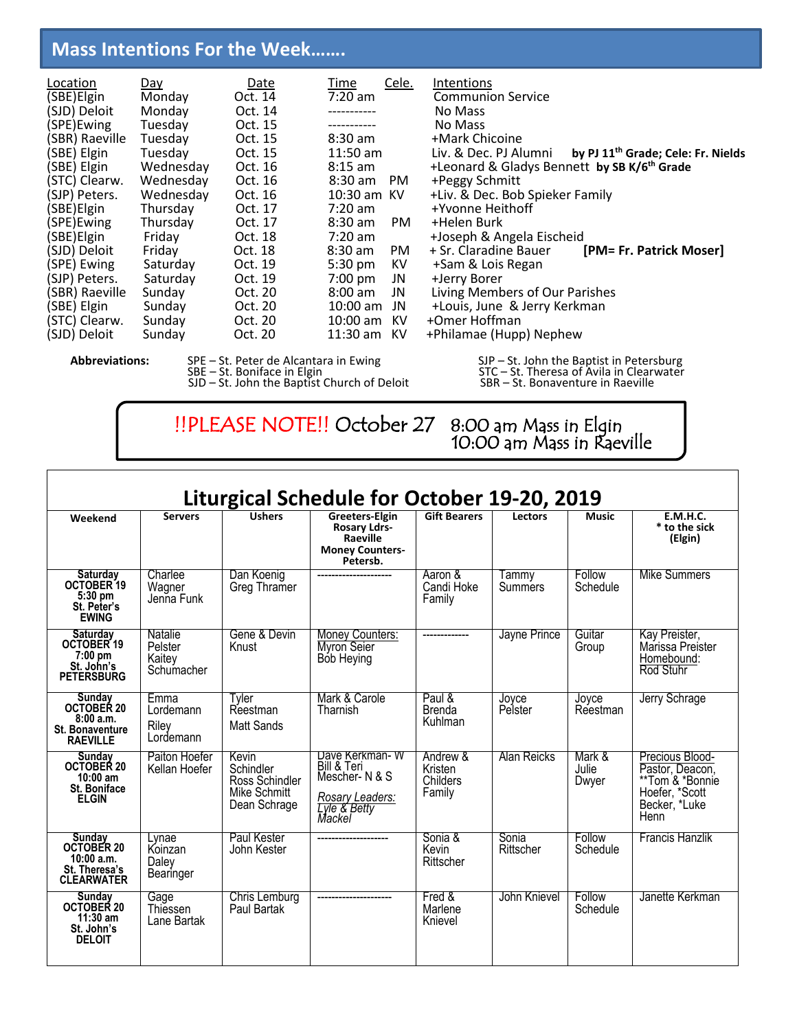## Mass Intentions For the Week…….

| Location | Day | Date | Time | Cele. | Intentions |
|---|---|---|---|---|---|
| (SBE)Elgin | Monday | Oct. 14 | 7:20 am | | Communion Service |
| (SJD) Deloit | Monday | Oct. 14 | ----------- | | No Mass |
| (SPE)Ewing | Tuesday | Oct. 15 | ----------- | | No Mass |
| (SBR) Raeville | Tuesday | Oct. 15 | 8:30 am | | +Mark Chicoine |
| (SBE) Elgin | Tuesday | Oct. 15 | 11:50 am | | Liv. & Dec. PJ Alumni **by PJ 11th Grade; Cele: Fr. Nields** |
| (SBE) Elgin | Wednesday | Oct. 16 | 8:15 am | | +Leonard & Gladys Bennett **by SB K/6th Grade** |
| (STC) Clearw. | Wednesday | Oct. 16 | 8:30 am | PM | +Peggy Schmitt |
| (SJP) Peters. | Wednesday | Oct. 16 | 10:30 am | KV | +Liv. & Dec. Bob Spieker Family |
| (SBE)Elgin | Thursday | Oct. 17 | 7:20 am | | +Yvonne Heithoff |
| (SPE)Ewing | Thursday | Oct. 17 | 8:30 am | PM | +Helen Burk |
| (SBE)Elgin | Friday | Oct. 18 | 7:20 am | | +Joseph & Angela Eischeid |
| (SJD) Deloit | Friday | Oct. 18 | 8:30 am | PM | + Sr. Claradine Bauer **[PM= Fr. Patrick Moser]** |
| (SPE) Ewing | Saturday | Oct. 19 | 5:30 pm | KV | +Sam & Lois Regan |
| (SJP) Peters. | Saturday | Oct. 19 | 7:00 pm | JN | +Jerry Borer |
| (SBR) Raeville | Sunday | Oct. 20 | 8:00 am | JN | Living Members of Our Parishes |
| (SBE) Elgin | Sunday | Oct. 20 | 10:00 am | JN | +Louis, June & Jerry Kerkman |
| (STC) Clearw. | Sunday | Oct. 20 | 10:00 am | KV | +Omer Hoffman |
| (SJD) Deloit | Sunday | Oct. 20 | 11:30 am | KV | +Philamae (Hupp) Nephew |

**Abbreviations:**
SPE – St. Peter de Alcantara in Ewing
SBE – St. Boniface in Elgin
SJD – St. John the Baptist Church of Deloit
SJP – St. John the Baptist in Petersburg
STC – St. Theresa of Avila in Clearwater
SBR – St. Bonaventure in Raeville

!!PLEASE NOTE!! October 27 8:00 am Mass in Elgin
10:00 am Mass in Raeville

## Liturgical Schedule for October 19-20, 2019

| Weekend | Servers | Ushers | Greeters-Elgin Rosary Ldrs-Raeville Money Counters-Petersb. | Gift Bearers | Lectors | Music | E.M.H.C. * to the sick (Elgin) |
|---|---|---|---|---|---|---|---|
| **Saturday OCTOBER 19 5:30 pm St. Peter's EWING** | Charlee Wagner Jenna Funk | Dan Koenig Greg Thramer | -------------------- | Aaron & Candi Hoke Family | Tammy Summers | Follow Schedule | Mike Summers |
| **Saturday OCTOBER 19 7:00 pm St. John's PETERSBURG** | Natalie Pelster Kaitey Schumacher | Gene & Devin Knust | Money Counters: Myron Seier Bob Heying | ------------- | Jayne Prince | Guitar Group | Kay Preister, Marissa Preister Homebound: Rod Stuhr |
| **Sunday OCTOBER 20 8:00 a.m. St. Bonaventure RAEVILLE** | Emma Lordemann Riley Lordemann | Tyler Reestman Matt Sands | Mark & Carole Tharnish | Paul & Brenda Kuhlman | Joyce Pelster | Joyce Reestman | Jerry Schrage |
| **Sunday OCTOBER 20 10:00 am St. Boniface ELGIN** | Paiton Hoefer Kellan Hoefer | Kevin Schindler Ross Schindler Mike Schmitt Dean Schrage | Dave Kerkman- W Bill & Teri Mescher- N & S *Rosary Leaders: Lyle & Betty Mackel* | Andrew & Kristen Childers Family | Alan Reicks | Mark & Julie Dwyer | Precious Blood-Pastor, Deacon, **Tom & *Bonnie Hoefer, *Scott Becker, *Luke Henn |
| **Sunday OCTOBER 20 10:00 a.m. St. Theresa's CLEARWATER** | Lynae Koinzan Daley Bearinger | Paul Kester John Kester | -------------------- | Sonia & Kevin Rittscher | Sonia Rittscher | Follow Schedule | Francis Hanzlik |
| **Sunday OCTOBER 20 11:30 am St. John's DELOIT** | Gage Thiessen Lane Bartak | Chris Lemburg Paul Bartak | -------------------- | Fred & Marlene Knievel | John Knievel | Follow Schedule | Janette Kerkman |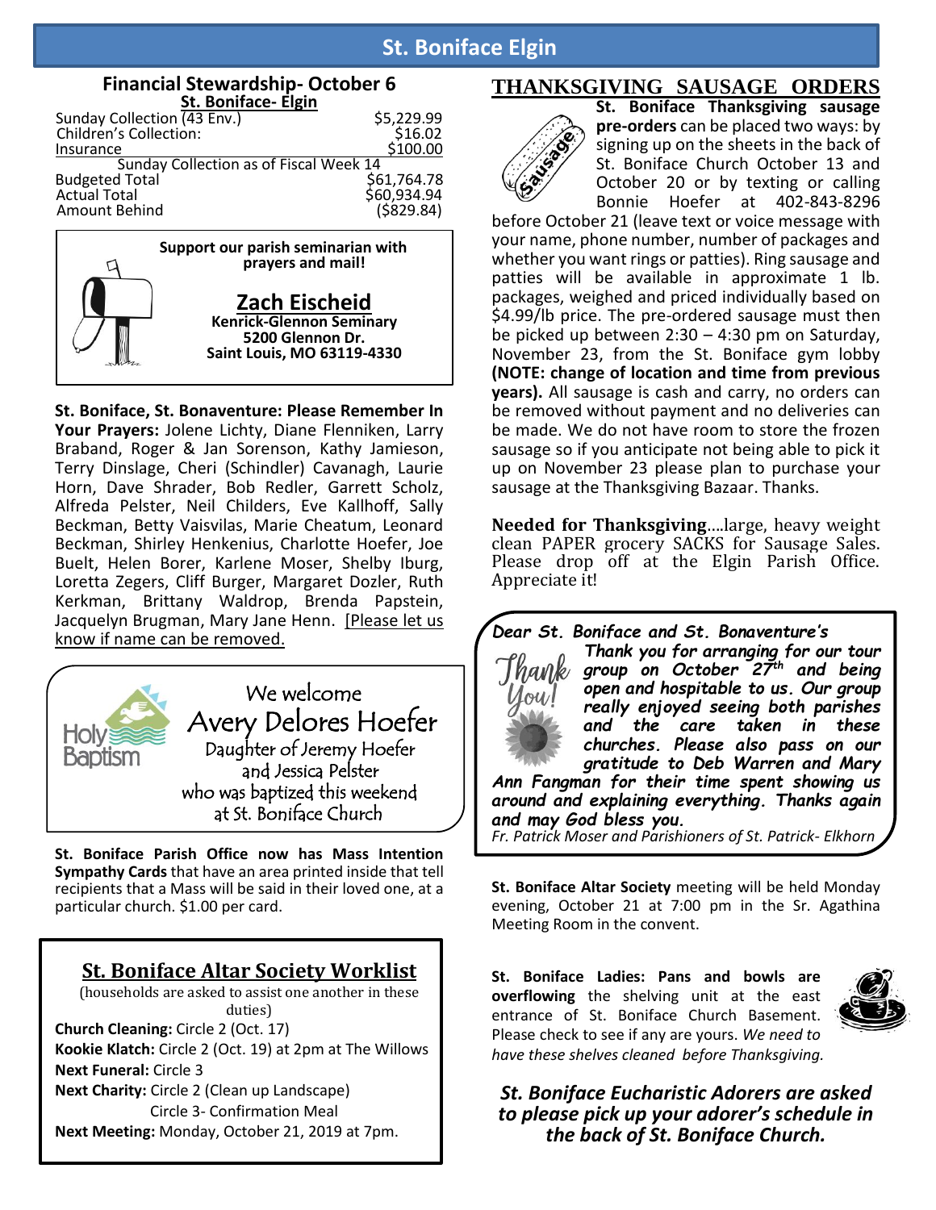# St. Boniface Elgin

## Financial Stewardship- October 6

**St. Boniface- Elgin**

| | |
|---|---|
| Sunday Collection (43 Env.) | $5,229.99 |
| Children's Collection: | $16.02 |
| Insurance | $100.00 |
| Sunday Collection as of Fiscal Week 14 | |
| Budgeted Total | $61,764.78 |
| Actual Total | $60,934.94 |
| Amount Behind | ($829.84) |

**Support our parish seminarian with prayers and mail!**

**Zach Eischeid**
**Kenrick-Glennon Seminary**
**5200 Glennon Dr.**
**Saint Louis, MO 63119-4330**

**St. Boniface, St. Bonaventure: Please Remember In Your Prayers:** Jolene Lichty, Diane Flenniken, Larry Braband, Roger & Jan Sorenson, Kathy Jamieson, Terry Dinslage, Cheri (Schindler) Cavanagh, Laurie Horn, Dave Shrader, Bob Redler, Garrett Scholz, Alfreda Pelster, Neil Childers, Eve Kallhoff, Sally Beckman, Betty Vaisvilas, Marie Cheatum, Leonard Beckman, Shirley Henkenius, Charlotte Hoefer, Joe Buelt, Helen Borer, Karlene Moser, Shelby Iburg, Loretta Zegers, Cliff Burger, Margaret Dozler, Ruth Kerkman, Brittany Waldrop, Brenda Papstein, Jacquelyn Brugman, Mary Jane Henn. [Please let us know if name can be removed.

Holy Baptism

We welcome
Avery Delores Hoefer
Daughter of Jeremy Hoefer
and Jessica Pelster
who was baptized this weekend
at St. Boniface Church

**St. Boniface Parish Office now has Mass Intention Sympathy Cards** that have an area printed inside that tell recipients that a Mass will be said in their loved one, at a particular church. $1.00 per card.

## St. Boniface Altar Society Worklist

(households are asked to assist one another in these duties)

**Church Cleaning:** Circle 2 (Oct. 17)
**Kookie Klatch:** Circle 2 (Oct. 19) at 2pm at The Willows
**Next Funeral:** Circle 3
**Next Charity:** Circle 2 (Clean up Landscape)
Circle 3- Confirmation Meal
**Next Meeting:** Monday, October 21, 2019 at 7pm.

## THANKSGIVING SAUSAGE ORDERS

**St. Boniface Thanksgiving sausage pre-orders** can be placed two ways: by signing up on the sheets in the back of St. Boniface Church October 13 and October 20 or by texting or calling Bonnie Hoefer at 402-843-8296 before October 21 (leave text or voice message with your name, phone number, number of packages and whether you want rings or patties). Ring sausage and patties will be available in approximate 1 lb. packages, weighed and priced individually based on $4.99/lb price. The pre-ordered sausage must then be picked up between 2:30 – 4:30 pm on Saturday, November 23, from the St. Boniface gym lobby **(NOTE: change of location and time from previous years).** All sausage is cash and carry, no orders can be removed without payment and no deliveries can be made. We do not have room to store the frozen sausage so if you anticipate not being able to pick it up on November 23 please plan to purchase your sausage at the Thanksgiving Bazaar. Thanks.

**Needed for Thanksgiving**….large, heavy weight clean PAPER grocery SACKS for Sausage Sales. Please drop off at the Elgin Parish Office. Appreciate it!

***Dear St. Boniface and St. Bonaventure's***

***Thank you for arranging for our tour group on October 27th and being open and hospitable to us. Our group really enjoyed seeing both parishes and the care taken in these churches. Please also pass on our gratitude to Deb Warren and Mary Ann Fangman for their time spent showing us around and explaining everything. Thanks again and may God bless you.***

*Fr. Patrick Moser and Parishioners of St. Patrick- Elkhorn*

**St. Boniface Altar Society** meeting will be held Monday evening, October 21 at 7:00 pm in the Sr. Agathina Meeting Room in the convent.

**St. Boniface Ladies: Pans and bowls are overflowing** the shelving unit at the east entrance of St. Boniface Church Basement. Please check to see if any are yours. *We need to have these shelves cleaned before Thanksgiving.*

***St. Boniface Eucharistic Adorers are asked to please pick up your adorer's schedule in the back of St. Boniface Church.***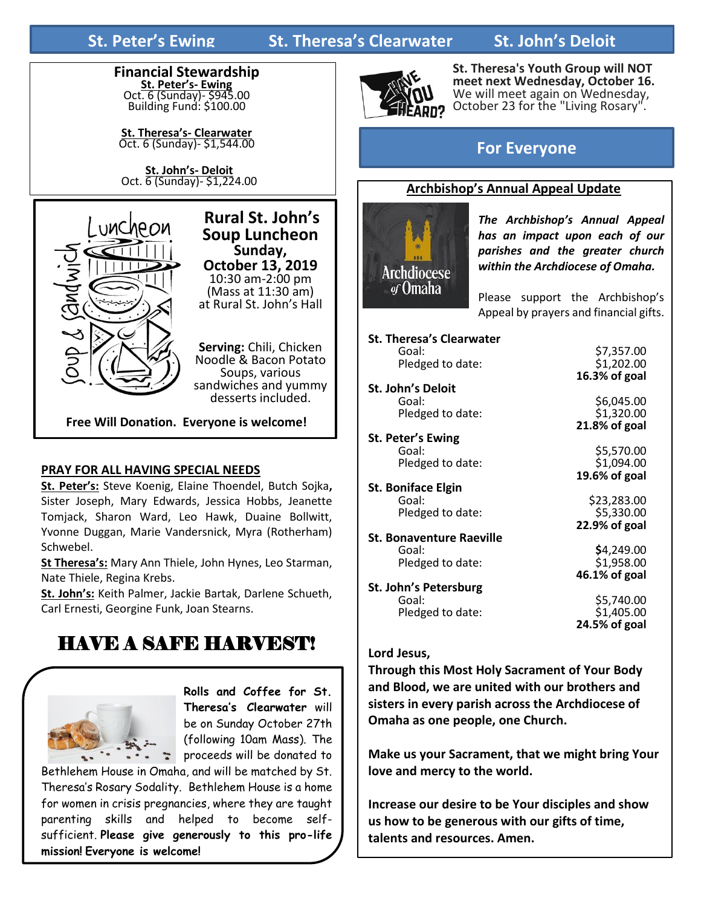## St. Peter's Ewing | St. Theresa's Clearwater | St. John's Deloit

### Financial Stewardship

**St. Peter's- Ewing**
Oct. 6 (Sunday)- $945.00
Building Fund: $100.00

**St. Theresa's- Clearwater**
Oct. 6 (Sunday)- $1,544.00

**St. John's- Deloit**
Oct. 6 (Sunday)- $1,224.00

### Rural St. John's Soup Luncheon

**Sunday, October 13, 2019**
10:30 am-2:00 pm
(Mass at 11:30 am)
at Rural St. John's Hall

**Serving:** Chili, Chicken Noodle & Bacon Potato Soups, various sandwiches and yummy desserts included.

**Free Will Donation. Everyone is welcome!**

### PRAY FOR ALL HAVING SPECIAL NEEDS

**St. Peter's:** Steve Koenig, Elaine Thoendel, Butch Sojka, Sister Joseph, Mary Edwards, Jessica Hobbs, Jeanette Tomjack, Sharon Ward, Leo Hawk, Duaine Bollwitt, Yvonne Duggan, Marie Vandersnick, Myra (Rotherham) Schwebel.

**St Theresa's:** Mary Ann Thiele, John Hynes, Leo Starman, Nate Thiele, Regina Krebs.

**St. John's:** Keith Palmer, Jackie Bartak, Darlene Schueth, Carl Ernesti, Georgine Funk, Joan Stearns.

## HAVE A SAFE HARVEST!

**Rolls and Coffee for St. Theresa's Clearwater** will be on Sunday October 27th (following 10am Mass). The proceeds will be donated to Bethlehem House in Omaha, and will be matched by St. Theresa's Rosary Sodality. Bethlehem House is a home for women in crisis pregnancies, where they are taught parenting skills and helped to become self-sufficient. **Please give generously to this pro-life mission! Everyone is welcome!**

**St. Theresa's Youth Group will NOT meet next Wednesday, October 16.** We will meet again on Wednesday, October 23 for the "Living Rosary".

## For Everyone

### Archbishop's Annual Appeal Update

***The Archbishop's Annual Appeal has an impact upon each of our parishes and the greater church within the Archdiocese of Omaha.***

Please support the Archbishop's Appeal by prayers and financial gifts.

| Parish | | |
|---|---|---|
| **St. Theresa's Clearwater** | Goal: | $7,357.00 |
| | Pledged to date: | $1,202.00 |
| | | **16.3% of goal** |
| **St. John's Deloit** | Goal: | $6,045.00 |
| | Pledged to date: | $1,320.00 |
| | | **21.8% of goal** |
| **St. Peter's Ewing** | Goal: | $5,570.00 |
| | Pledged to date: | $1,094.00 |
| | | **19.6% of goal** |
| **St. Boniface Elgin** | Goal: | $23,283.00 |
| | Pledged to date: | $5,330.00 |
| | | **22.9% of goal** |
| **St. Bonaventure Raeville** | Goal: | $4,249.00 |
| | Pledged to date: | $1,958.00 |
| | | **46.1% of goal** |
| **St. John's Petersburg** | Goal: | $5,740.00 |
| | Pledged to date: | $1,405.00 |
| | | **24.5% of goal** |

**Lord Jesus,**
**Through this Most Holy Sacrament of Your Body and Blood, we are united with our brothers and sisters in every parish across the Archdiocese of Omaha as one people, one Church.**

**Make us your Sacrament, that we might bring Your love and mercy to the world.**

**Increase our desire to be Your disciples and show us how to be generous with our gifts of time, talents and resources. Amen.**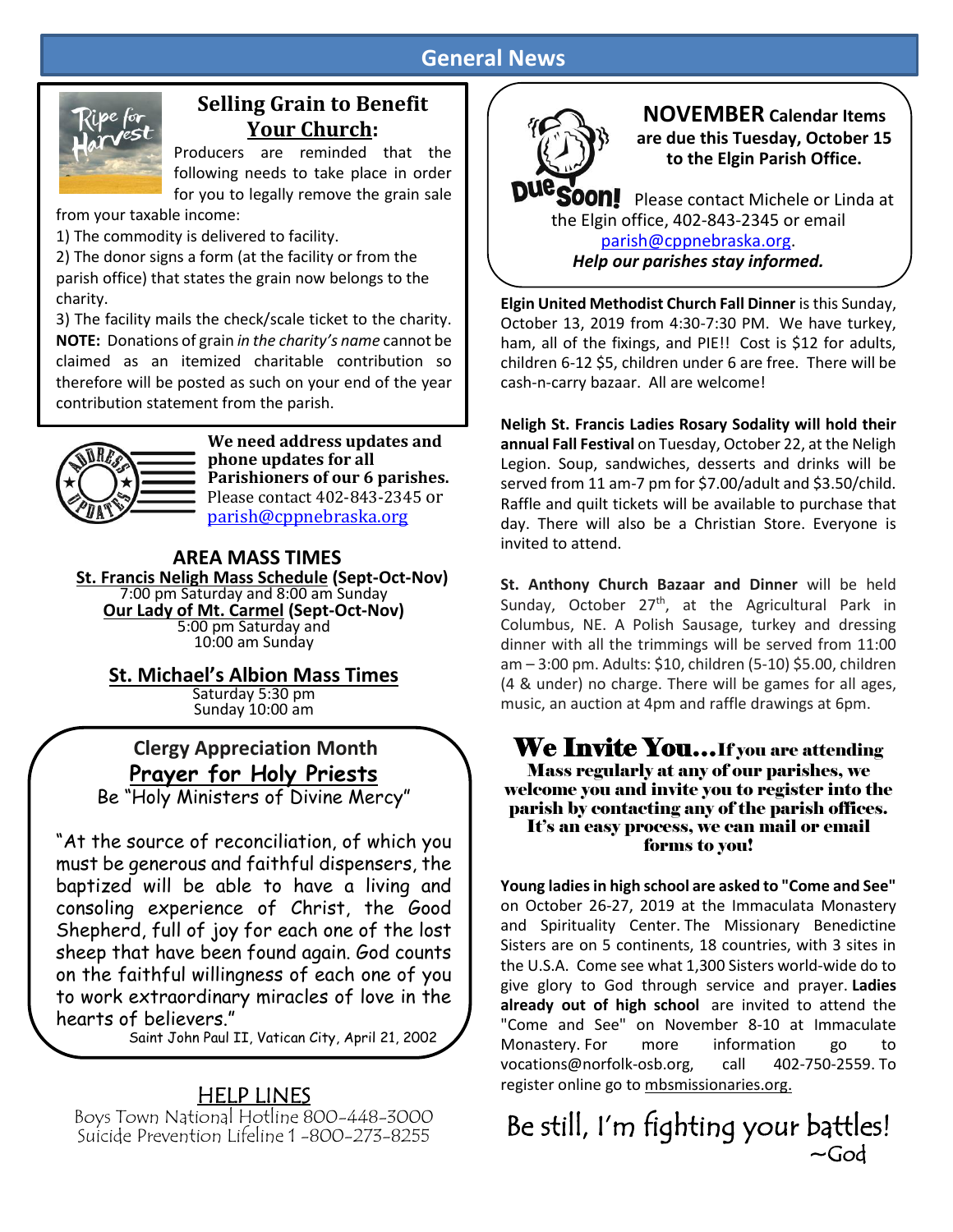# General News

## Selling Grain to Benefit Your Church:

Producers are reminded that the following needs to take place in order for you to legally remove the grain sale from your taxable income:

1) The commodity is delivered to facility.
2) The donor signs a form (at the facility or from the parish office) that states the grain now belongs to the charity.
3) The facility mails the check/scale ticket to the charity.

**NOTE:** Donations of grain *in the charity's name* cannot be claimed as an itemized charitable contribution so therefore will be posted as such on your end of the year contribution statement from the parish.

**We need address updates and phone updates for all Parishioners of our 6 parishes.** Please contact 402-843-2345 or parish@cppnebraska.org

## AREA MASS TIMES

**St. Francis Neligh Mass Schedule (Sept-Oct-Nov)**
7:00 pm Saturday and 8:00 am Sunday

**Our Lady of Mt. Carmel (Sept-Oct-Nov)**
5:00 pm Saturday and
10:00 am Sunday

**St. Michael's Albion Mass Times**
Saturday 5:30 pm
Sunday 10:00 am

### Clergy Appreciation Month

**Prayer for Holy Priests**

Be "Holy Ministers of Divine Mercy"

"At the source of reconciliation, of which you must be generous and faithful dispensers, the baptized will be able to have a living and consoling experience of Christ, the Good Shepherd, full of joy for each one of the lost sheep that have been found again. God counts on the faithful willingness of each one of you to work extraordinary miracles of love in the hearts of believers."

Saint John Paul II, Vatican City, April 21, 2002

## HELP LINES

Boys Town National Hotline 800-448-3000
Suicide Prevention Lifeline 1 -800-273-8255

## NOVEMBER Calendar Items

**are due this Tuesday, October 15 to the Elgin Parish Office.**

Due Soon! Please contact Michele or Linda at the Elgin office, 402-843-2345 or email parish@cppnebraska.org.

***Help our parishes stay informed.***

**Elgin United Methodist Church Fall Dinner** is this Sunday, October 13, 2019 from 4:30-7:30 PM. We have turkey, ham, all of the fixings, and PIE!! Cost is $12 for adults, children 6-12 $5, children under 6 are free. There will be cash-n-carry bazaar. All are welcome!

**Neligh St. Francis Ladies Rosary Sodality will hold their annual Fall Festival** on Tuesday, October 22, at the Neligh Legion. Soup, sandwiches, desserts and drinks will be served from 11 am-7 pm for $7.00/adult and $3.50/child. Raffle and quilt tickets will be available to purchase that day. There will also be a Christian Store. Everyone is invited to attend.

**St. Anthony Church Bazaar and Dinner** will be held Sunday, October 27th, at the Agricultural Park in Columbus, NE. A Polish Sausage, turkey and dressing dinner with all the trimmings will be served from 11:00 am – 3:00 pm. Adults: $10, children (5-10) $5.00, children (4 & under) no charge. There will be games for all ages, music, an auction at 4pm and raffle drawings at 6pm.

**We Invite You…If you are attending Mass regularly at any of our parishes, we welcome you and invite you to register into the parish by contacting any of the parish offices. It's an easy process, we can mail or email forms to you!**

**Young ladies in high school are asked to "Come and See"** on October 26-27, 2019 at the Immaculata Monastery and Spirituality Center. The Missionary Benedictine Sisters are on 5 continents, 18 countries, with 3 sites in the U.S.A. Come see what 1,300 Sisters world-wide do to give glory to God through service and prayer. **Ladies already out of high school** are invited to attend the "Come and See" on November 8-10 at Immaculate Monastery. For more information go to vocations@norfolk-osb.org, call 402-750-2559. To register online go to mbsmissionaries.org.

Be still, I'm fighting your battles!
~God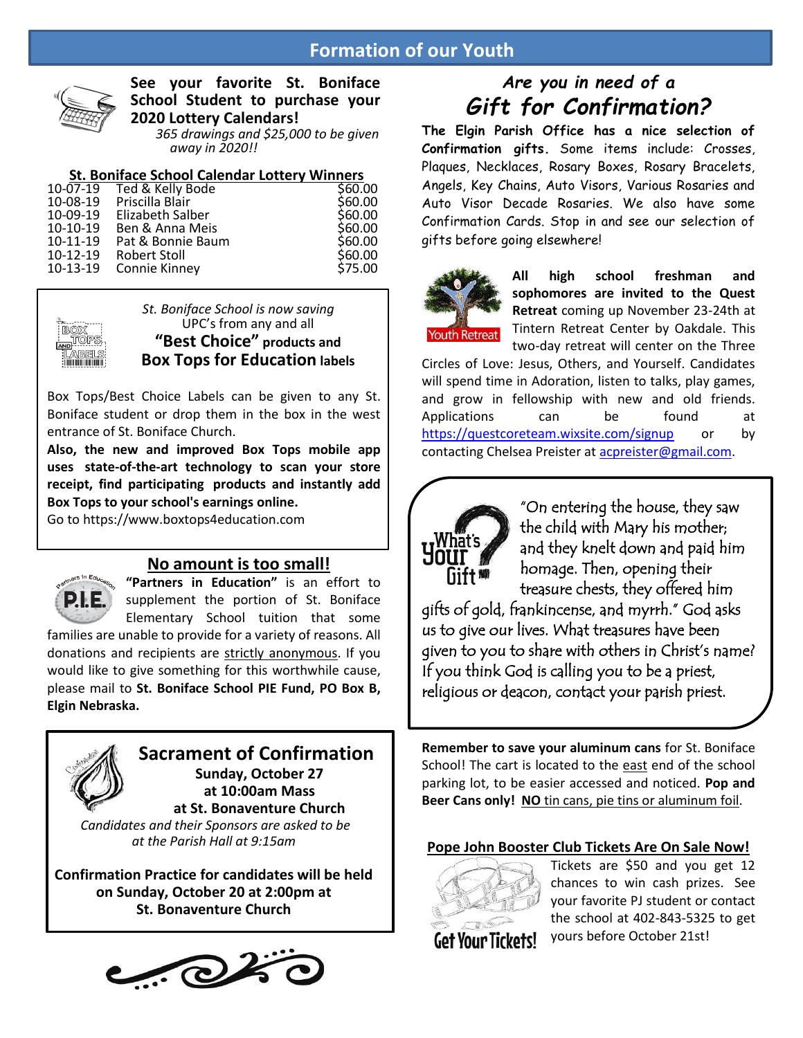# Formation of our Youth

**See your favorite St. Boniface School Student to purchase your 2020 Lottery Calendars!**

*365 drawings and $25,000 to be given away in 2020!!*

**St. Boniface School Calendar Lottery Winners**

| | | |
|---|---|---|
| 10-07-19 | Ted & Kelly Bode | $60.00 |
| 10-08-19 | Priscilla Blair | $60.00 |
| 10-09-19 | Elizabeth Salber | $60.00 |
| 10-10-19 | Ben & Anna Meis | $60.00 |
| 10-11-19 | Pat & Bonnie Baum | $60.00 |
| 10-12-19 | Robert Stoll | $60.00 |
| 10-13-19 | Connie Kinney | $75.00 |

*St. Boniface School is now saving* UPC's from any and all **"Best Choice" products and Box Tops for Education labels**

Box Tops/Best Choice Labels can be given to any St. Boniface student or drop them in the box in the west entrance of St. Boniface Church.

**Also, the new and improved Box Tops mobile app uses state-of-the-art technology to scan your store receipt, find participating products and instantly add Box Tops to your school's earnings online.**

Go to https://www.boxtops4education.com

## No amount is too small!

**"Partners in Education"** is an effort to supplement the portion of St. Boniface Elementary School tuition that some families are unable to provide for a variety of reasons. All donations and recipients are strictly anonymous. If you would like to give something for this worthwhile cause, please mail to **St. Boniface School PIE Fund, PO Box B, Elgin Nebraska.**

## Sacrament of Confirmation

**Sunday, October 27**
**at 10:00am Mass**
**at St. Bonaventure Church**

*Candidates and their Sponsors are asked to be at the Parish Hall at 9:15am*

**Confirmation Practice for candidates will be held on Sunday, October 20 at 2:00pm at St. Bonaventure Church**

## *Are you in need of a Gift for Confirmation?*

**The Elgin Parish Office has a nice selection of Confirmation gifts.** Some items include: Crosses, Plaques, Necklaces, Rosary Boxes, Rosary Bracelets, Angels, Key Chains, Auto Visors, Various Rosaries and Auto Visor Decade Rosaries. We also have some Confirmation Cards. Stop in and see our selection of gifts before going elsewhere!

Youth Retreat

**All high school freshman and sophomores are invited to the Quest Retreat** coming up November 23-24th at Tintern Retreat Center by Oakdale. This two-day retreat will center on the Three Circles of Love: Jesus, Others, and Yourself. Candidates will spend time in Adoration, listen to talks, play games, and grow in fellowship with new and old friends. Applications can be found at https://questcoreteam.wixsite.com/signup or by contacting Chelsea Preister at acpreister@gmail.com.

What's your Gift

"On entering the house, they saw the child with Mary his mother; and they knelt down and paid him homage. Then, opening their treasure chests, they offered him gifts of gold, frankincense, and myrrh." God asks us to give our lives. What treasures have been given to you to share with others in Christ's name? If you think God is calling you to be a priest, religious or deacon, contact your parish priest.

**Remember to save your aluminum cans** for St. Boniface School! The cart is located to the east end of the school parking lot, to be easier accessed and noticed. **Pop and Beer Cans only! NO** tin cans, pie tins or aluminum foil.

**Pope John Booster Club Tickets Are On Sale Now!**

Get Your Tickets!

Tickets are $50 and you get 12 chances to win cash prizes. See your favorite PJ student or contact the school at 402-843-5325 to get yours before October 21st!